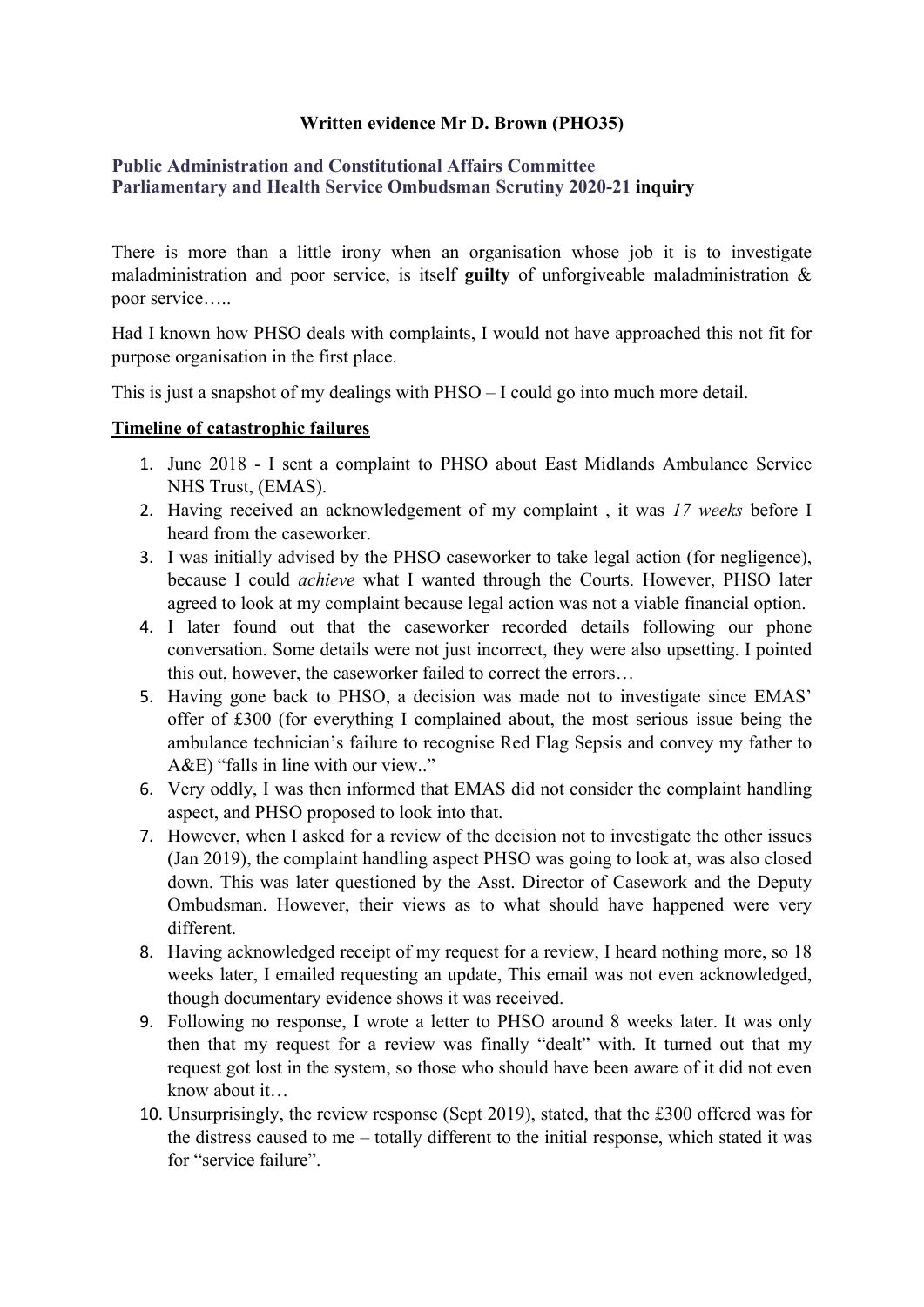**Written evidence Mr D. Brown (PHO35)**

**Public Administration and Constitutional Affairs Committee**
**Parliamentary and Health Service Ombudsman Scrutiny 2020-21 inquiry**

There is more than a little irony when an organisation whose job it is to investigate maladministration and poor service, is itself **guilty** of unforgiveable maladministration & poor service…..

Had I known how PHSO deals with complaints, I would not have approached this not fit for purpose organisation in the first place.

This is just a snapshot of my dealings with PHSO – I could go into much more detail.

**Timeline of catastrophic failures**

1. June 2018 - I sent a complaint to PHSO about East Midlands Ambulance Service NHS Trust, (EMAS).
2. Having received an acknowledgement of my complaint , it was *17 weeks* before I heard from the caseworker.
3. I was initially advised by the PHSO caseworker to take legal action (for negligence), because I could *achieve* what I wanted through the Courts. However, PHSO later agreed to look at my complaint because legal action was not a viable financial option.
4. I later found out that the caseworker recorded details following our phone conversation. Some details were not just incorrect, they were also upsetting. I pointed this out, however, the caseworker failed to correct the errors…
5. Having gone back to PHSO, a decision was made not to investigate since EMAS' offer of £300 (for everything I complained about, the most serious issue being the ambulance technician's failure to recognise Red Flag Sepsis and convey my father to A&E) "falls in line with our view.."
6. Very oddly, I was then informed that EMAS did not consider the complaint handling aspect, and PHSO proposed to look into that.
7. However, when I asked for a review of the decision not to investigate the other issues (Jan 2019), the complaint handling aspect PHSO was going to look at, was also closed down. This was later questioned by the Asst. Director of Casework and the Deputy Ombudsman. However, their views as to what should have happened were very different.
8. Having acknowledged receipt of my request for a review, I heard nothing more, so 18 weeks later, I emailed requesting an update, This email was not even acknowledged, though documentary evidence shows it was received.
9. Following no response, I wrote a letter to PHSO around 8 weeks later. It was only then that my request for a review was finally "dealt" with. It turned out that my request got lost in the system, so those who should have been aware of it did not even know about it…
10. Unsurprisingly, the review response (Sept 2019), stated, that the £300 offered was for the distress caused to me – totally different to the initial response, which stated it was for "service failure".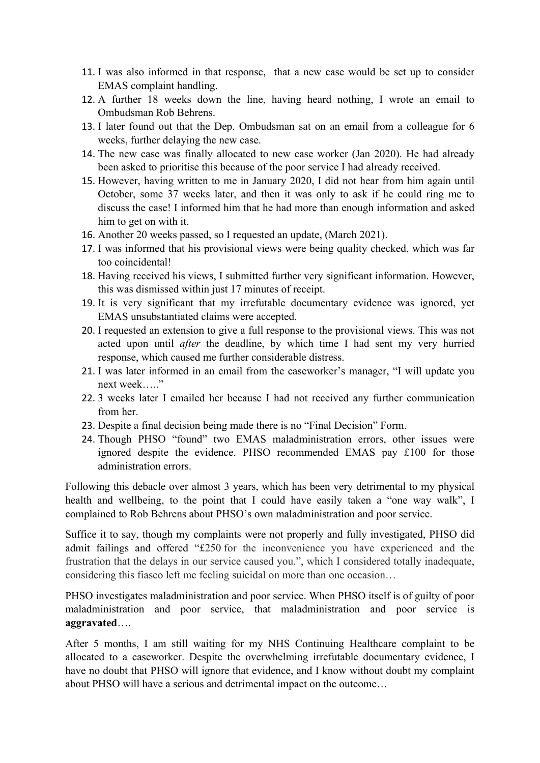11. I was also informed in that response, that a new case would be set up to consider EMAS complaint handling.
12. A further 18 weeks down the line, having heard nothing, I wrote an email to Ombudsman Rob Behrens.
13. I later found out that the Dep. Ombudsman sat on an email from a colleague for 6 weeks, further delaying the new case.
14. The new case was finally allocated to new case worker (Jan 2020). He had already been asked to prioritise this because of the poor service I had already received.
15. However, having written to me in January 2020, I did not hear from him again until October, some 37 weeks later, and then it was only to ask if he could ring me to discuss the case! I informed him that he had more than enough information and asked him to get on with it.
16. Another 20 weeks passed, so I requested an update, (March 2021).
17. I was informed that his provisional views were being quality checked, which was far too coincidental!
18. Having received his views, I submitted further very significant information. However, this was dismissed within just 17 minutes of receipt.
19. It is very significant that my irrefutable documentary evidence was ignored, yet EMAS unsubstantiated claims were accepted.
20. I requested an extension to give a full response to the provisional views. This was not acted upon until *after* the deadline, by which time I had sent my very hurried response, which caused me further considerable distress.
21. I was later informed in an email from the caseworker's manager, "I will update you next week….."
22. 3 weeks later I emailed her because I had not received any further communication from her.
23. Despite a final decision being made there is no "Final Decision" Form.
24. Though PHSO "found" two EMAS maladministration errors, other issues were ignored despite the evidence. PHSO recommended EMAS pay £100 for those administration errors.

Following this debacle over almost 3 years, which has been very detrimental to my physical health and wellbeing, to the point that I could have easily taken a "one way walk", I complained to Rob Behrens about PHSO's own maladministration and poor service.

Suffice it to say, though my complaints were not properly and fully investigated, PHSO did admit failings and offered "£250 for the inconvenience you have experienced and the frustration that the delays in our service caused you.", which I considered totally inadequate, considering this fiasco left me feeling suicidal on more than one occasion…

PHSO investigates maladministration and poor service. When PHSO itself is of guilty of poor maladministration and poor service, that maladministration and poor service is **aggravated**….

After 5 months, I am still waiting for my NHS Continuing Healthcare complaint to be allocated to a caseworker. Despite the overwhelming irrefutable documentary evidence, I have no doubt that PHSO will ignore that evidence, and I know without doubt my complaint about PHSO will have a serious and detrimental impact on the outcome…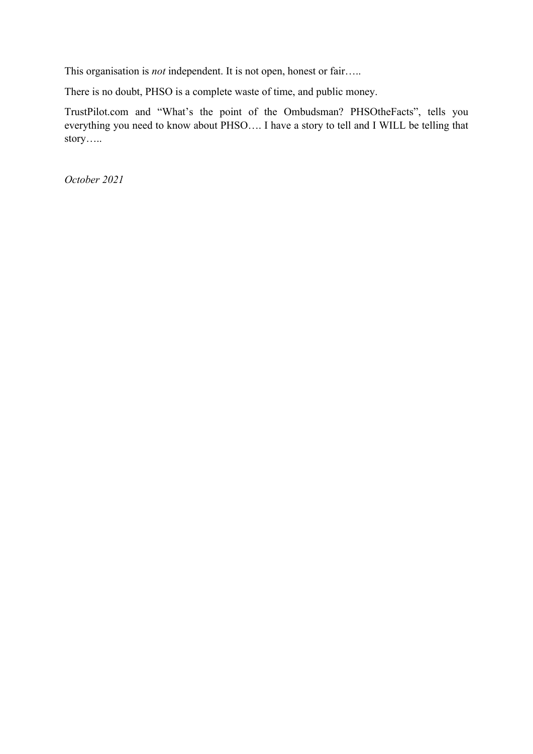This organisation is *not* independent. It is not open, honest or fair…..

There is no doubt, PHSO is a complete waste of time, and public money.

TrustPilot.com and "What's the point of the Ombudsman? PHSOtheFacts", tells you everything you need to know about PHSO…. I have a story to tell and I WILL be telling that story…..

*October 2021*